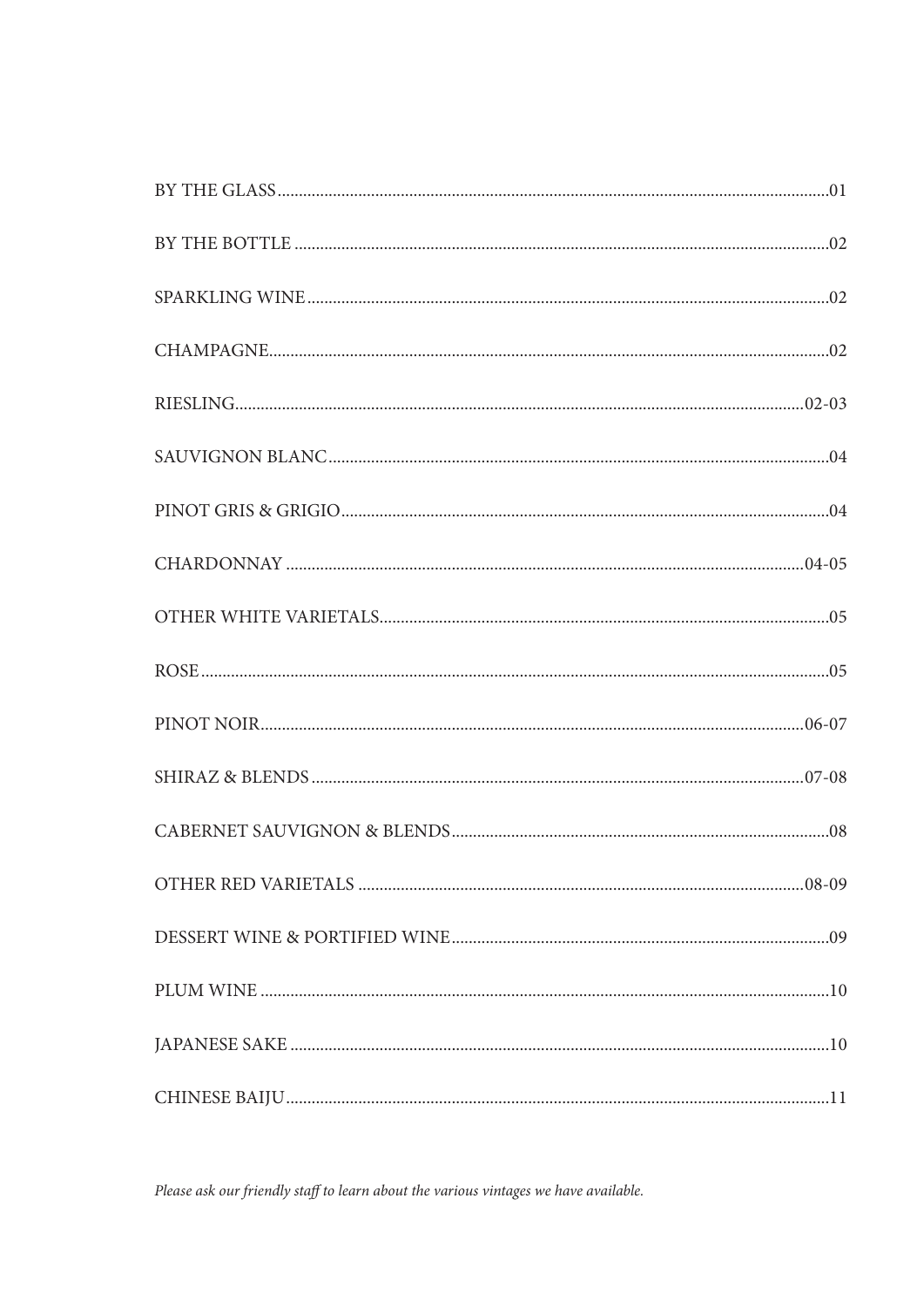| | |
|---|---|
| BY THE GLASS | 01 |
| BY THE BOTTLE | 02 |
| SPARKLING WINE | 02 |
| CHAMPAGNE | 02 |
| RIESLING | 02-03 |
| SAUVIGNON BLANC | 04 |
| PINOT GRIS & GRIGIO | 04 |
| CHARDONNAY | 04-05 |
| OTHER WHITE VARIETALS | 05 |
| ROSE | 05 |
| PINOT NOIR | 06-07 |
| SHIRAZ & BLENDS | 07-08 |
| CABERNET SAUVIGNON & BLENDS | 08 |
| OTHER RED VARIETALS | 08-09 |
| DESSERT WINE & PORTIFIED WINE | 09 |
| PLUM WINE | 10 |
| JAPANESE SAKE | 10 |
| CHINESE BAIJU | 11 |

*Please ask our friendly staff to learn about the various vintages we have available.*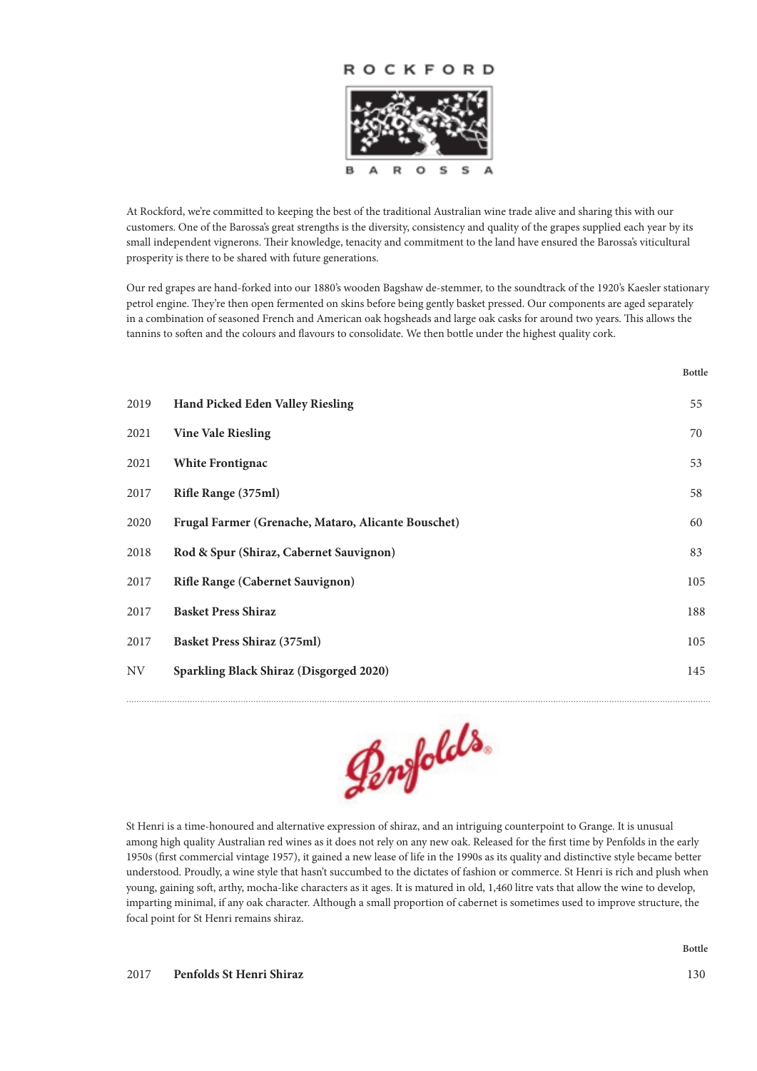# ROCKFORD

BAROSSA

At Rockford, we're committed to keeping the best of the traditional Australian wine trade alive and sharing this with our customers. One of the Barossa's great strengths is the diversity, consistency and quality of the grapes supplied each year by its small independent vignerons. Their knowledge, tenacity and commitment to the land have ensured the Barossa's viticultural prosperity is there to be shared with future generations.

Our red grapes are hand-forked into our 1880's wooden Bagshaw de-stemmer, to the soundtrack of the 1920's Kaesler stationary petrol engine. They're then open fermented on skins before being gently basket pressed. Our components are aged separately in a combination of seasoned French and American oak hogsheads and large oak casks for around two years. This allows the tannins to soften and the colours and flavours to consolidate. We then bottle under the highest quality cork.

| | | Bottle |
|---|---|---|
| 2019 | **Hand Picked Eden Valley Riesling** | 55 |
| 2021 | **Vine Vale Riesling** | 70 |
| 2021 | **White Frontignac** | 53 |
| 2017 | **Rifle Range (375ml)** | 58 |
| 2020 | **Frugal Farmer (Grenache, Mataro, Alicante Bouschet)** | 60 |
| 2018 | **Rod & Spur (Shiraz, Cabernet Sauvignon)** | 83 |
| 2017 | **Rifle Range (Cabernet Sauvignon)** | 105 |
| 2017 | **Basket Press Shiraz** | 188 |
| 2017 | **Basket Press Shiraz (375ml)** | 105 |
| NV | **Sparkling Black Shiraz (Disgorged 2020)** | 145 |

# Penfolds

St Henri is a time-honoured and alternative expression of shiraz, and an intriguing counterpoint to Grange. It is unusual among high quality Australian red wines as it does not rely on any new oak. Released for the first time by Penfolds in the early 1950s (first commercial vintage 1957), it gained a new lease of life in the 1990s as its quality and distinctive style became better understood. Proudly, a wine style that hasn't succumbed to the dictates of fashion or commerce. St Henri is rich and plush when young, gaining soft, arthy, mocha-like characters as it ages. It is matured in old, 1,460 litre vats that allow the wine to develop, imparting minimal, if any oak character. Although a small proportion of cabernet is sometimes used to improve structure, the focal point for St Henri remains shiraz.

| | | Bottle |
|---|---|---|
| 2017 | **Penfolds St Henri Shiraz** | 130 |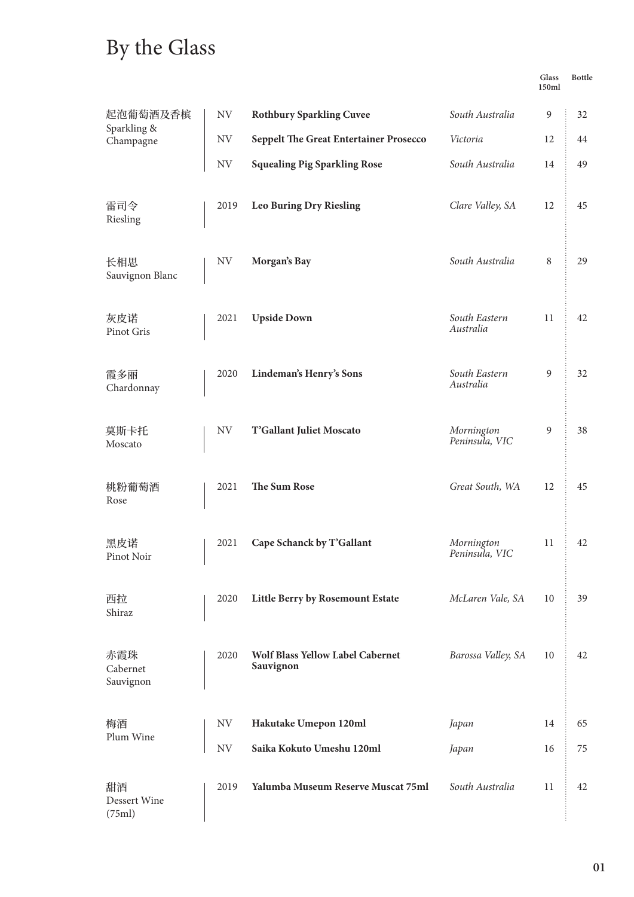# By the Glass

| Category | Vintage | Wine | Region | Glass 150ml | Bottle |
|---|---|---|---|---|---|
| 起泡葡萄酒及香槟 Sparkling & Champagne | NV | **Rothbury Sparkling Cuvee** | *South Australia* | 9 | 32 |
| | NV | **Seppelt The Great Entertainer Prosecco** | *Victoria* | 12 | 44 |
| | NV | **Squealing Pig Sparkling Rose** | *South Australia* | 14 | 49 |
| 雷司令 Riesling | 2019 | **Leo Buring Dry Riesling** | *Clare Valley, SA* | 12 | 45 |
| 长相思 Sauvignon Blanc | NV | **Morgan's Bay** | *South Australia* | 8 | 29 |
| 灰皮诺 Pinot Gris | 2021 | **Upside Down** | *South Eastern Australia* | 11 | 42 |
| 霞多丽 Chardonnay | 2020 | **Lindeman's Henry's Sons** | *South Eastern Australia* | 9 | 32 |
| 莫斯卡托 Moscato | NV | **T'Gallant Juliet Moscato** | *Mornington Peninsula, VIC* | 9 | 38 |
| 桃粉葡萄酒 Rose | 2021 | **The Sum Rose** | *Great South, WA* | 12 | 45 |
| 黑皮诺 Pinot Noir | 2021 | **Cape Schanck by T'Gallant** | *Mornington Peninsula, VIC* | 11 | 42 |
| 西拉 Shiraz | 2020 | **Little Berry by Rosemount Estate** | *McLaren Vale, SA* | 10 | 39 |
| 赤霞珠 Cabernet Sauvignon | 2020 | **Wolf Blass Yellow Label Cabernet Sauvignon** | *Barossa Valley, SA* | 10 | 42 |
| 梅酒 Plum Wine | NV | **Hakutake Umepon 120ml** | *Japan* | 14 | 65 |
| | NV | **Saika Kokuto Umeshu 120ml** | *Japan* | 16 | 75 |
| 甜酒 Dessert Wine (75ml) | 2019 | **Yalumba Museum Reserve Muscat 75ml** | *South Australia* | 11 | 42 |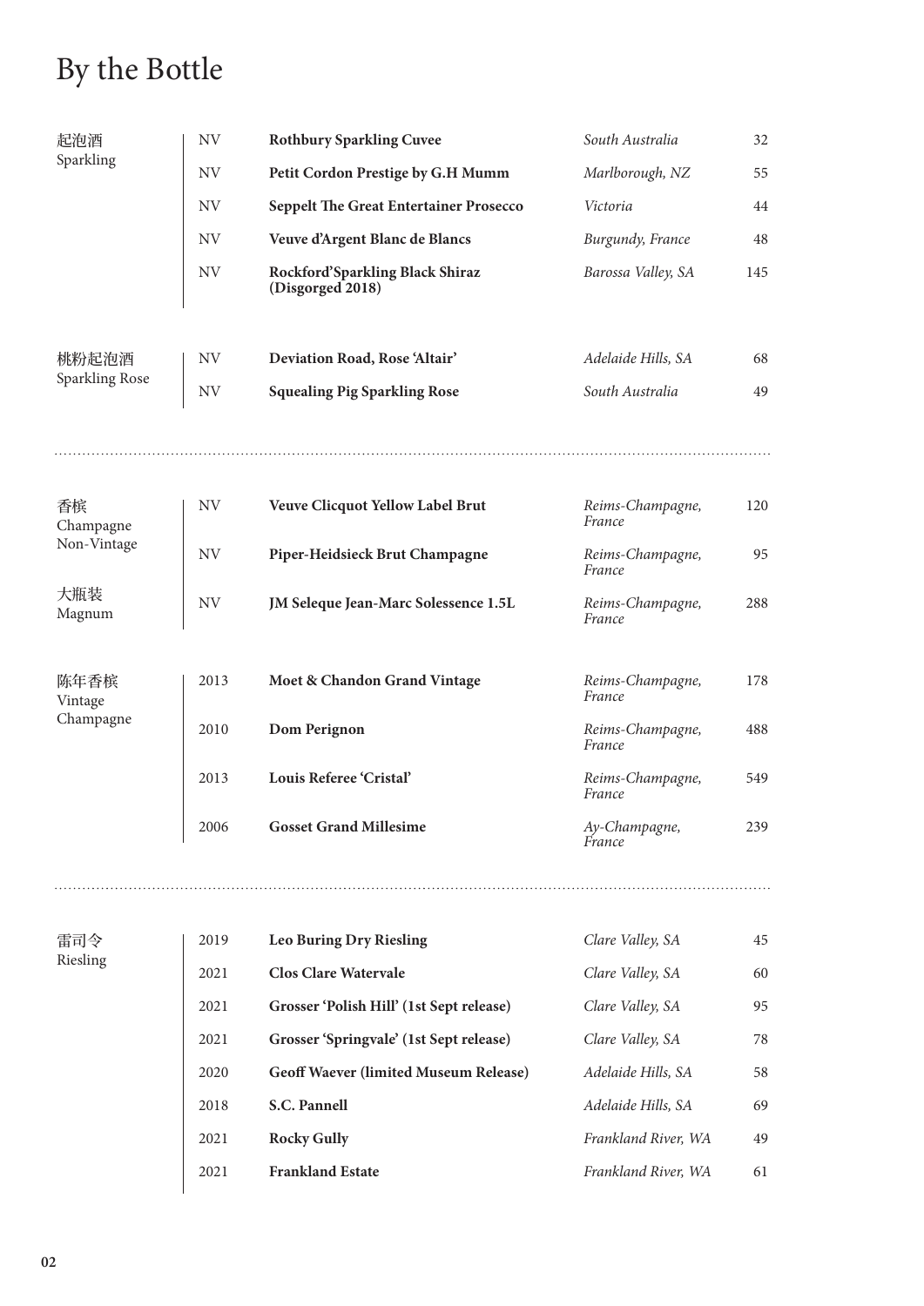# By the Bottle

| Category | Vintage | Wine | Region | Price |
|---|---|---|---|---|
| 起泡酒<br>Sparkling | NV | **Rothbury Sparkling Cuvee** | *South Australia* | 32 |
| | NV | **Petit Cordon Prestige by G.H Mumm** | *Marlborough, NZ* | 55 |
| | NV | **Seppelt The Great Entertainer Prosecco** | *Victoria* | 44 |
| | NV | **Veuve d'Argent Blanc de Blancs** | *Burgundy, France* | 48 |
| | NV | **Rockford'Sparkling Black Shiraz (Disgorged 2018)** | *Barossa Valley, SA* | 145 |
| 桃粉起泡酒<br>Sparkling Rose | NV | **Deviation Road, Rose 'Altair'** | *Adelaide Hills, SA* | 68 |
| | NV | **Squealing Pig Sparkling Rose** | *South Australia* | 49 |

| Category | Vintage | Wine | Region | Price |
|---|---|---|---|---|
| 香槟<br>Champagne<br>Non-Vintage | NV | **Veuve Clicquot Yellow Label Brut** | *Reims-Champagne, France* | 120 |
| | NV | **Piper-Heidsieck Brut Champagne** | *Reims-Champagne, France* | 95 |
| 大瓶装<br>Magnum | NV | **JM Seleque Jean-Marc Solessence 1.5L** | *Reims-Champagne, France* | 288 |
| 陈年香槟<br>Vintage<br>Champagne | 2013 | **Moet & Chandon Grand Vintage** | *Reims-Champagne, France* | 178 |
| | 2010 | **Dom Perignon** | *Reims-Champagne, France* | 488 |
| | 2013 | **Louis Referee 'Cristal'** | *Reims-Champagne, France* | 549 |
| | 2006 | **Gosset Grand Millesime** | *Ay-Champagne, France* | 239 |

| Category | Vintage | Wine | Region | Price |
|---|---|---|---|---|
| 雷司令<br>Riesling | 2019 | **Leo Buring Dry Riesling** | *Clare Valley, SA* | 45 |
| | 2021 | **Clos Clare Watervale** | *Clare Valley, SA* | 60 |
| | 2021 | **Grosser 'Polish Hill' (1st Sept release)** | *Clare Valley, SA* | 95 |
| | 2021 | **Grosser 'Springvale' (1st Sept release)** | *Clare Valley, SA* | 78 |
| | 2020 | **Geoff Waever (limited Museum Release)** | *Adelaide Hills, SA* | 58 |
| | 2018 | **S.C. Pannell** | *Adelaide Hills, SA* | 69 |
| | 2021 | **Rocky Gully** | *Frankland River, WA* | 49 |
| | 2021 | **Frankland Estate** | *Frankland River, WA* | 61 |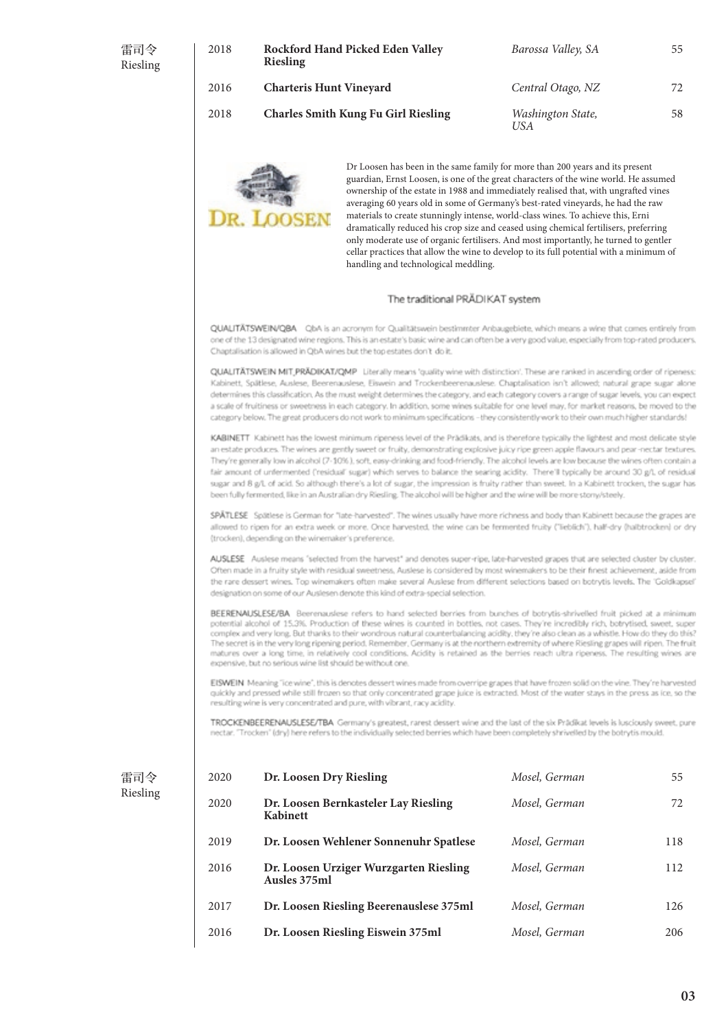| | | | | |
|---|---|---|---|---|
| 雷司令 Riesling | 2018 | **Rockford Hand Picked Eden Valley Riesling** | *Barossa Valley, SA* | 55 |
| | 2016 | **Charteris Hunt Vineyard** | *Central Otago, NZ* | 72 |
| | 2018 | **Charles Smith Kung Fu Girl Riesling** | *Washington State, USA* | 58 |

DR. LOOSEN

Dr Loosen has been in the same family for more than 200 years and its present guardian, Ernst Loosen, is one of the great characters of the wine world. He assumed ownership of the estate in 1988 and immediately realised that, with ungrafted vines averaging 60 years old in some of Germany's best-rated vineyards, he had the raw materials to create stunningly intense, world-class wines. To achieve this, Erni dramatically reduced his crop size and ceased using chemical fertilisers, preferring only moderate use of organic fertilisers. And most importantly, he turned to gentler cellar practices that allow the wine to develop to its full potential with a minimum of handling and technological meddling.

## The traditional PRÄDIKAT system

**QUALITÄTSWEIN/QBA** QbA is an acronym for Qualitätswein bestimmter Anbaugebiete, which means a wine that comes entirely from one of the 13 designated wine regions. This is an estate's basic wine and can often be a very good value, especially from top-rated producers. Chaptalisation is allowed in QbA wines but the top estates don't do it.

**QUALITÄTSWEIN MIT PRÄDIKAT/QMP** Literally means 'quality wine with distinction'. These are ranked in ascending order of ripeness: Kabinett, Spätlese, Auslese, Beerenauslese, Eiswein and Trockenbeerenauslese. Chaptalisation isn't allowed; natural grape sugar alone determines this classification. As the must weight determines the category, and each category covers a range of sugar levels, you can expect a scale of fruitiness or sweetness in each category. In addition, some wines suitable for one level may, for market reasons, be moved to the category below. The great producers do not work to minimum specifications – they consistently work to their own much higher standards!

**KABINETT** Kabinett has the lowest minimum ripeness level of the Prädikats, and is therefore typically the lightest and most delicate style an estate produces. The wines are gently sweet or fruity, demonstrating explosive juicy ripe green apple flavours and pear-nectar textures. They're generally low in alcohol (7-10%), soft, easy-drinking and food-friendly. The alcohol levels are low because the wines often contain a fair amount of unfermented ('residual' sugar) which serves to balance the searing acidity. There'll typically be around 30 g/L of residual sugar and 8 g/L of acid. So although there's a lot of sugar, the impression is fruity rather than sweet. In a Kabinett trocken, the sugar has been fully fermented, like in an Australian dry Riesling. The alcohol will be higher and the wine will be more stony/steely.

**SPÄTLESE** Spätlese is German for "late-harvested". The wines usually have more richness and body than Kabinett because the grapes are allowed to ripen for an extra week or more. Once harvested, the wine can be fermented fruity ("lieblich"), half-dry (halbtrocken) or dry (trocken), depending on the winemaker's preference.

**AUSLESE** Auslese means "selected from the harvest" and denotes super-ripe, late-harvested grapes that are selected cluster by cluster. Often made in a fruity style with residual sweetness, Auslese is considered by most winemakers to be their finest achievement, aside from the rare dessert wines. Top winemakers often make several Auslese from different selections based on botrytis levels. The 'Goldkapsel' designation on some of our Auslesen denote this kind of extra-special selection.

**BEERENAUSLESE/BA** Beerenauslese refers to hand selected berries from bunches of botrytis-shrivelled fruit picked at a minimum potential alcohol of 15.3%. Production of these wines is counted in bottles, not cases. They're incredibly rich, botrytised, sweet, super complex and very long. But thanks to their wondrous natural counterbalancing acidity, they're also clean as a whistle. How do they do this? The secret is in the very long ripening period. Remember, Germany is at the northern extremity of where Riesling grapes will ripen. The fruit matures over a long time, in relatively cool conditions. Acidity is retained as the berries reach ultra ripeness. The resulting wines are expensive, but no serious wine list should be without one.

**EISWEIN** Meaning "ice wine", this is denotes dessert wines made from overripe grapes that have frozen solid on the vine. They're harvested quickly and pressed while still frozen so that only concentrated grape juice is extracted. Most of the water stays in the press as ice, so the resulting wine is very concentrated and pure, with vibrant, racy acidity.

**TROCKENBEERENAUSLESE/TBA** Germany's greatest, rarest dessert wine and the last of the six Prädikat levels is lusciously sweet, pure nectar. "Trocken" (dry) here refers to the individually selected berries which have been completely shrivelled by the botrytis mould.

| | | | | |
|---|---|---|---|---|
| 雷司令 Riesling | 2020 | **Dr. Loosen Dry Riesling** | *Mosel, German* | 55 |
| | 2020 | **Dr. Loosen Bernkasteler Lay Riesling Kabinett** | *Mosel, German* | 72 |
| | 2019 | **Dr. Loosen Wehlener Sonnenuhr Spatlese** | *Mosel, German* | 118 |
| | 2016 | **Dr. Loosen Urziger Wurzgarten Riesling Ausles 375ml** | *Mosel, German* | 112 |
| | 2017 | **Dr. Loosen Riesling Beerenauslese 375ml** | *Mosel, German* | 126 |
| | 2016 | **Dr. Loosen Riesling Eiswein 375ml** | *Mosel, German* | 206 |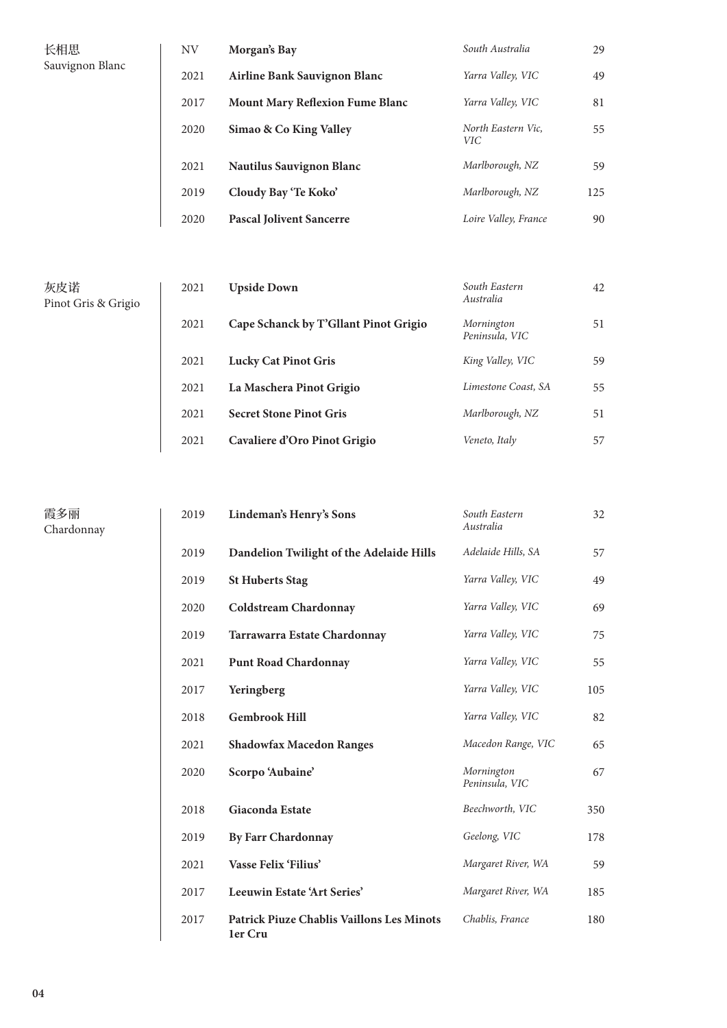## 长相思
Sauvignon Blanc

| Year | Wine | Region | Price |
|---|---|---|---|
| NV | **Morgan's Bay** | *South Australia* | 29 |
| 2021 | **Airline Bank Sauvignon Blanc** | *Yarra Valley, VIC* | 49 |
| 2017 | **Mount Mary Reflexion Fume Blanc** | *Yarra Valley, VIC* | 81 |
| 2020 | **Simao & Co King Valley** | *North Eastern Vic, VIC* | 55 |
| 2021 | **Nautilus Sauvignon Blanc** | *Marlborough, NZ* | 59 |
| 2019 | **Cloudy Bay 'Te Koko'** | *Marlborough, NZ* | 125 |
| 2020 | **Pascal Jolivent Sancerre** | *Loire Valley, France* | 90 |

## 灰皮诺
Pinot Gris & Grigio

| Year | Wine | Region | Price |
|---|---|---|---|
| 2021 | **Upside Down** | *South Eastern Australia* | 42 |
| 2021 | **Cape Schanck by T'Gllant Pinot Grigio** | *Mornington Peninsula, VIC* | 51 |
| 2021 | **Lucky Cat Pinot Gris** | *King Valley, VIC* | 59 |
| 2021 | **La Maschera Pinot Grigio** | *Limestone Coast, SA* | 55 |
| 2021 | **Secret Stone Pinot Gris** | *Marlborough, NZ* | 51 |
| 2021 | **Cavaliere d'Oro Pinot Grigio** | *Veneto, Italy* | 57 |

## 霞多丽
Chardonnay

| Year | Wine | Region | Price |
|---|---|---|---|
| 2019 | **Lindeman's Henry's Sons** | *South Eastern Australia* | 32 |
| 2019 | **Dandelion Twilight of the Adelaide Hills** | *Adelaide Hills, SA* | 57 |
| 2019 | **St Huberts Stag** | *Yarra Valley, VIC* | 49 |
| 2020 | **Coldstream Chardonnay** | *Yarra Valley, VIC* | 69 |
| 2019 | **Tarrawarra Estate Chardonnay** | *Yarra Valley, VIC* | 75 |
| 2021 | **Punt Road Chardonnay** | *Yarra Valley, VIC* | 55 |
| 2017 | **Yeringberg** | *Yarra Valley, VIC* | 105 |
| 2018 | **Gembrook Hill** | *Yarra Valley, VIC* | 82 |
| 2021 | **Shadowfax Macedon Ranges** | *Macedon Range, VIC* | 65 |
| 2020 | **Scorpo 'Aubaine'** | *Mornington Peninsula, VIC* | 67 |
| 2018 | **Giaconda Estate** | *Beechworth, VIC* | 350 |
| 2019 | **By Farr Chardonnay** | *Geelong, VIC* | 178 |
| 2021 | **Vasse Felix 'Filius'** | *Margaret River, WA* | 59 |
| 2017 | **Leeuwin Estate 'Art Series'** | *Margaret River, WA* | 185 |
| 2017 | **Patrick Piuze Chablis Vaillons Les Minots 1er Cru** | *Chablis, France* | 180 |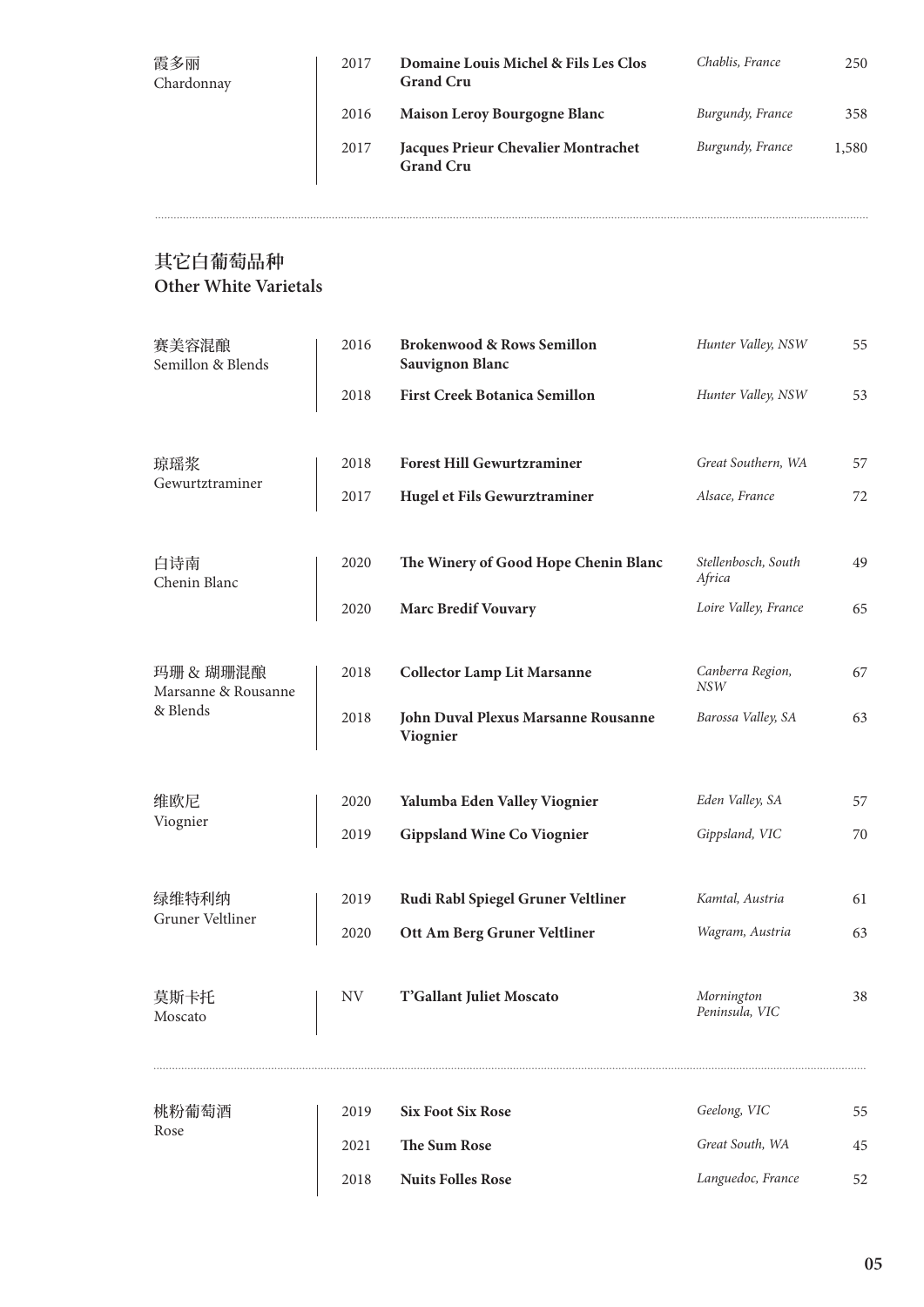| Varietal | Year | Wine | Region | Price |
|---|---|---|---|---|
| 霞多丽<br>Chardonnay | 2017 | **Domaine Louis Michel & Fils Les Clos Grand Cru** | *Chablis, France* | 250 |
| | 2016 | **Maison Leroy Bourgogne Blanc** | *Burgundy, France* | 358 |
| | 2017 | **Jacques Prieur Chevalier Montrachet Grand Cru** | *Burgundy, France* | 1,580 |

## 其它白葡萄品种
## Other White Varietals

| Varietal | Year | Wine | Region | Price |
|---|---|---|---|---|
| 赛美容混酿<br>Semillon & Blends | 2016 | **Brokenwood & Rows Semillon Sauvignon Blanc** | *Hunter Valley, NSW* | 55 |
| | 2018 | **First Creek Botanica Semillon** | *Hunter Valley, NSW* | 53 |
| 琼瑶浆<br>Gewurtztraminer | 2018 | **Forest Hill Gewurtzraminer** | *Great Southern, WA* | 57 |
| | 2017 | **Hugel et Fils Gewurztraminer** | *Alsace, France* | 72 |
| 白诗南<br>Chenin Blanc | 2020 | **The Winery of Good Hope Chenin Blanc** | *Stellenbosch, South Africa* | 49 |
| | 2020 | **Marc Bredif Vouvary** | *Loire Valley, France* | 65 |
| 玛珊 & 瑚珊混酿<br>Marsanne & Rousanne & Blends | 2018 | **Collector Lamp Lit Marsanne** | *Canberra Region, NSW* | 67 |
| | 2018 | **John Duval Plexus Marsanne Rousanne Viognier** | *Barossa Valley, SA* | 63 |
| 维欧尼<br>Viognier | 2020 | **Yalumba Eden Valley Viognier** | *Eden Valley, SA* | 57 |
| | 2019 | **Gippsland Wine Co Viognier** | *Gippsland, VIC* | 70 |
| 绿维特利纳<br>Gruner Veltliner | 2019 | **Rudi Rabl Spiegel Gruner Veltliner** | *Kamtal, Austria* | 61 |
| | 2020 | **Ott Am Berg Gruner Veltliner** | *Wagram, Austria* | 63 |
| 莫斯卡托<br>Moscato | NV | **T'Gallant Juliet Moscato** | *Mornington Peninsula, VIC* | 38 |

| Varietal | Year | Wine | Region | Price |
|---|---|---|---|---|
| 桃粉葡萄酒<br>Rose | 2019 | **Six Foot Six Rose** | *Geelong, VIC* | 55 |
| | 2021 | **The Sum Rose** | *Great South, WA* | 45 |
| | 2018 | **Nuits Folles Rose** | *Languedoc, France* | 52 |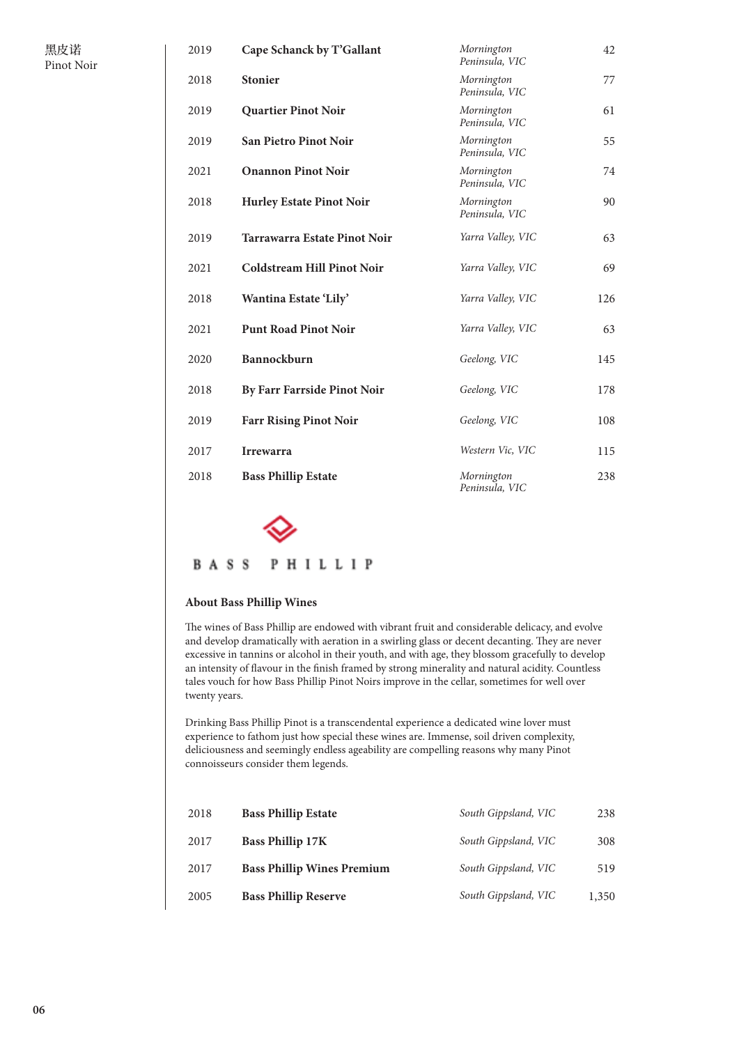## 黑皮诺
Pinot Noir

| Vintage | Wine | Region | Price |
|---|---|---|---|
| 2019 | **Cape Schanck by T'Gallant** | *Mornington Peninsula, VIC* | 42 |
| 2018 | **Stonier** | *Mornington Peninsula, VIC* | 77 |
| 2019 | **Quartier Pinot Noir** | *Mornington Peninsula, VIC* | 61 |
| 2019 | **San Pietro Pinot Noir** | *Mornington Peninsula, VIC* | 55 |
| 2021 | **Onannon Pinot Noir** | *Mornington Peninsula, VIC* | 74 |
| 2018 | **Hurley Estate Pinot Noir** | *Mornington Peninsula, VIC* | 90 |
| 2019 | **Tarrawarra Estate Pinot Noir** | *Yarra Valley, VIC* | 63 |
| 2021 | **Coldstream Hill Pinot Noir** | *Yarra Valley, VIC* | 69 |
| 2018 | **Wantina Estate 'Lily'** | *Yarra Valley, VIC* | 126 |
| 2021 | **Punt Road Pinot Noir** | *Yarra Valley, VIC* | 63 |
| 2020 | **Bannockburn** | *Geelong, VIC* | 145 |
| 2018 | **By Farr Farrside Pinot Noir** | *Geelong, VIC* | 178 |
| 2019 | **Farr Rising Pinot Noir** | *Geelong, VIC* | 108 |
| 2017 | **Irrewarra** | *Western Vic, VIC* | 115 |
| 2018 | **Bass Phillip Estate** | *Mornington Peninsula, VIC* | 238 |

BASS PHILLIP

### About Bass Phillip Wines

The wines of Bass Phillip are endowed with vibrant fruit and considerable delicacy, and evolve and develop dramatically with aeration in a swirling glass or decent decanting. They are never excessive in tannins or alcohol in their youth, and with age, they blossom gracefully to develop an intensity of flavour in the finish framed by strong minerality and natural acidity. Countless tales vouch for how Bass Phillip Pinot Noirs improve in the cellar, sometimes for well over twenty years.

Drinking Bass Phillip Pinot is a transcendental experience a dedicated wine lover must experience to fathom just how special these wines are. Immense, soil driven complexity, deliciousness and seemingly endless ageability are compelling reasons why many Pinot connoisseurs consider them legends.

| Vintage | Wine | Region | Price |
|---|---|---|---|
| 2018 | **Bass Phillip Estate** | *South Gippsland, VIC* | 238 |
| 2017 | **Bass Phillip 17K** | *South Gippsland, VIC* | 308 |
| 2017 | **Bass Phillip Wines Premium** | *South Gippsland, VIC* | 519 |
| 2005 | **Bass Phillip Reserve** | *South Gippsland, VIC* | 1,350 |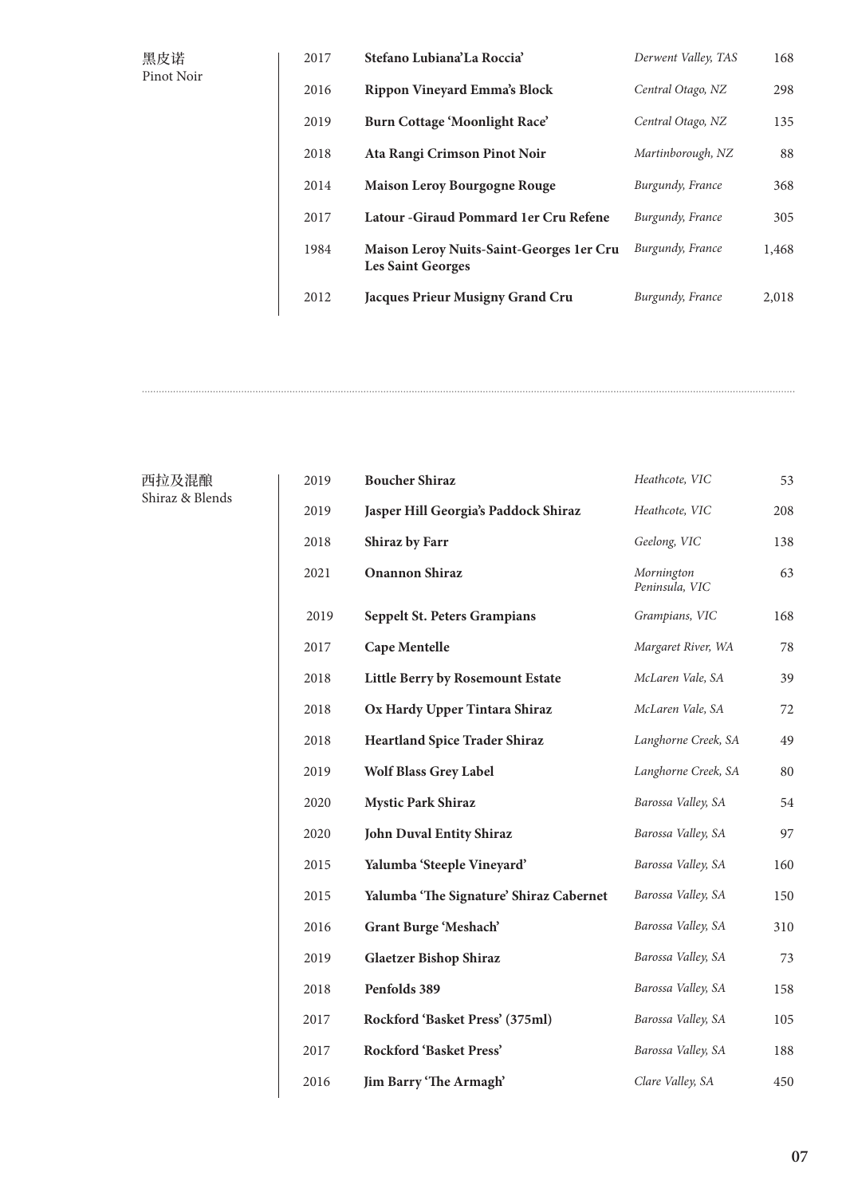## 黑皮诺
Pinot Noir

| Vintage | Wine | Region | Price |
|---|---|---|---|
| 2017 | **Stefano Lubiana'La Roccia'** | *Derwent Valley, TAS* | 168 |
| 2016 | **Rippon Vineyard Emma's Block** | *Central Otago, NZ* | 298 |
| 2019 | **Burn Cottage 'Moonlight Race'** | *Central Otago, NZ* | 135 |
| 2018 | **Ata Rangi Crimson Pinot Noir** | *Martinborough, NZ* | 88 |
| 2014 | **Maison Leroy Bourgogne Rouge** | *Burgundy, France* | 368 |
| 2017 | **Latour -Giraud Pommard 1er Cru Refene** | *Burgundy, France* | 305 |
| 1984 | **Maison Leroy Nuits-Saint-Georges 1er Cru Les Saint Georges** | *Burgundy, France* | 1,468 |
| 2012 | **Jacques Prieur Musigny Grand Cru** | *Burgundy, France* | 2,018 |

## 西拉及混酿
Shiraz & Blends

| Vintage | Wine | Region | Price |
|---|---|---|---|
| 2019 | **Boucher Shiraz** | *Heathcote, VIC* | 53 |
| 2019 | **Jasper Hill Georgia's Paddock Shiraz** | *Heathcote, VIC* | 208 |
| 2018 | **Shiraz by Farr** | *Geelong, VIC* | 138 |
| 2021 | **Onannon Shiraz** | *Mornington Peninsula, VIC* | 63 |
| 2019 | **Seppelt St. Peters Grampians** | *Grampians, VIC* | 168 |
| 2017 | **Cape Mentelle** | *Margaret River, WA* | 78 |
| 2018 | **Little Berry by Rosemount Estate** | *McLaren Vale, SA* | 39 |
| 2018 | **Ox Hardy Upper Tintara Shiraz** | *McLaren Vale, SA* | 72 |
| 2018 | **Heartland Spice Trader Shiraz** | *Langhorne Creek, SA* | 49 |
| 2019 | **Wolf Blass Grey Label** | *Langhorne Creek, SA* | 80 |
| 2020 | **Mystic Park Shiraz** | *Barossa Valley, SA* | 54 |
| 2020 | **John Duval Entity Shiraz** | *Barossa Valley, SA* | 97 |
| 2015 | **Yalumba 'Steeple Vineyard'** | *Barossa Valley, SA* | 160 |
| 2015 | **Yalumba 'The Signature' Shiraz Cabernet** | *Barossa Valley, SA* | 150 |
| 2016 | **Grant Burge 'Meshach'** | *Barossa Valley, SA* | 310 |
| 2019 | **Glaetzer Bishop Shiraz** | *Barossa Valley, SA* | 73 |
| 2018 | **Penfolds 389** | *Barossa Valley, SA* | 158 |
| 2017 | **Rockford 'Basket Press' (375ml)** | *Barossa Valley, SA* | 105 |
| 2017 | **Rockford 'Basket Press'** | *Barossa Valley, SA* | 188 |
| 2016 | **Jim Barry 'The Armagh'** | *Clare Valley, SA* | 450 |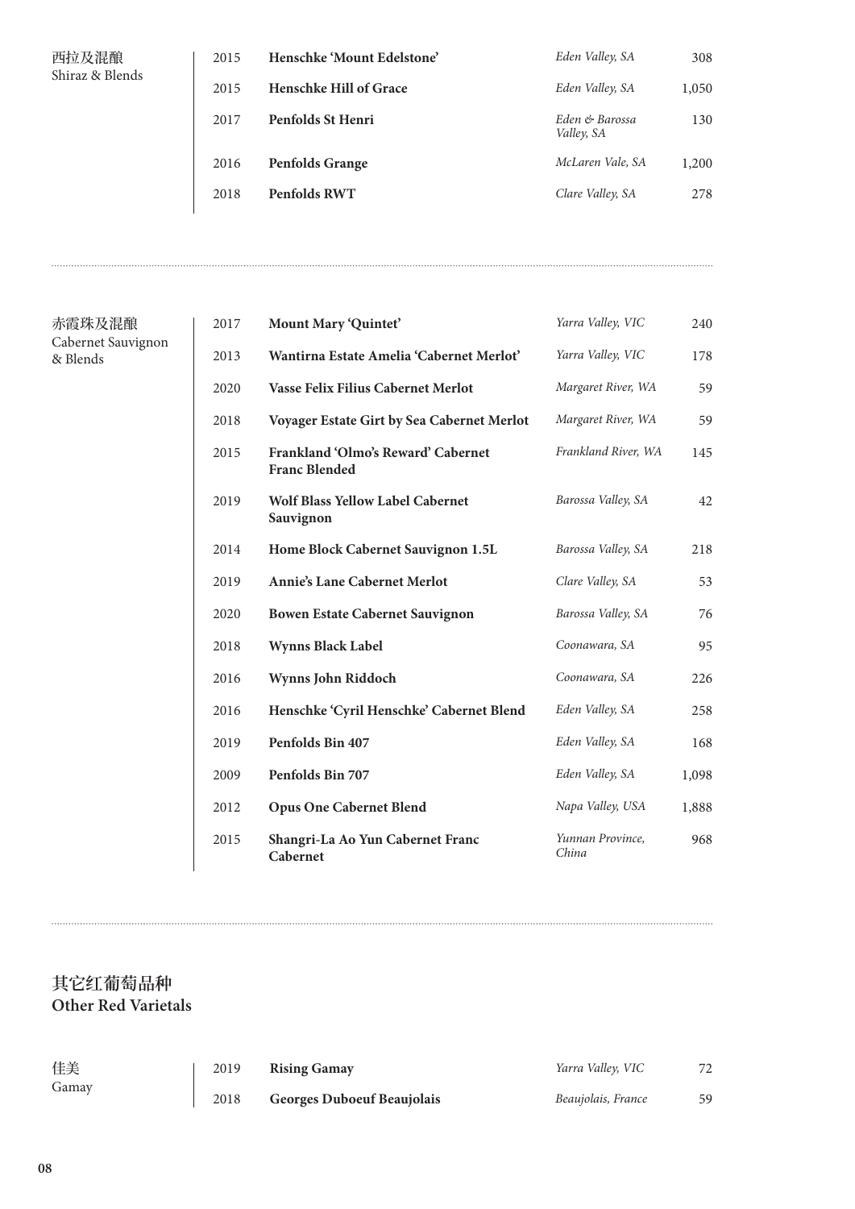| 西拉及混酿 Shiraz & Blends | | | | |
|---|---|---|---|---|
| | 2015 | **Henschke 'Mount Edelstone'** | *Eden Valley, SA* | 308 |
| | 2015 | **Henschke Hill of Grace** | *Eden Valley, SA* | 1,050 |
| | 2017 | **Penfolds St Henri** | *Eden & Barossa Valley, SA* | 130 |
| | 2016 | **Penfolds Grange** | *McLaren Vale, SA* | 1,200 |
| | 2018 | **Penfolds RWT** | *Clare Valley, SA* | 278 |

| 赤霞珠及混酿 Cabernet Sauvignon & Blends | | | | |
|---|---|---|---|---|
| | 2017 | **Mount Mary 'Quintet'** | *Yarra Valley, VIC* | 240 |
| | 2013 | **Wantirna Estate Amelia 'Cabernet Merlot'** | *Yarra Valley, VIC* | 178 |
| | 2020 | **Vasse Felix Filius Cabernet Merlot** | *Margaret River, WA* | 59 |
| | 2018 | **Voyager Estate Girt by Sea Cabernet Merlot** | *Margaret River, WA* | 59 |
| | 2015 | **Frankland 'Olmo's Reward' Cabernet Franc Blended** | *Frankland River, WA* | 145 |
| | 2019 | **Wolf Blass Yellow Label Cabernet Sauvignon** | *Barossa Valley, SA* | 42 |
| | 2014 | **Home Block Cabernet Sauvignon 1.5L** | *Barossa Valley, SA* | 218 |
| | 2019 | **Annie's Lane Cabernet Merlot** | *Clare Valley, SA* | 53 |
| | 2020 | **Bowen Estate Cabernet Sauvignon** | *Barossa Valley, SA* | 76 |
| | 2018 | **Wynns Black Label** | *Coonawara, SA* | 95 |
| | 2016 | **Wynns John Riddoch** | *Coonawara, SA* | 226 |
| | 2016 | **Henschke 'Cyril Henschke' Cabernet Blend** | *Eden Valley, SA* | 258 |
| | 2019 | **Penfolds Bin 407** | *Eden Valley, SA* | 168 |
| | 2009 | **Penfolds Bin 707** | *Eden Valley, SA* | 1,098 |
| | 2012 | **Opus One Cabernet Blend** | *Napa Valley, USA* | 1,888 |
| | 2015 | **Shangri-La Ao Yun Cabernet Franc Cabernet** | *Yunnan Province, China* | 968 |

## 其它红葡萄品种
## Other Red Varietals

| 佳美 Gamay | | | | |
|---|---|---|---|---|
| | 2019 | **Rising Gamay** | *Yarra Valley, VIC* | 72 |
| | 2018 | **Georges Duboeuf Beaujolais** | *Beaujolais, France* | 59 |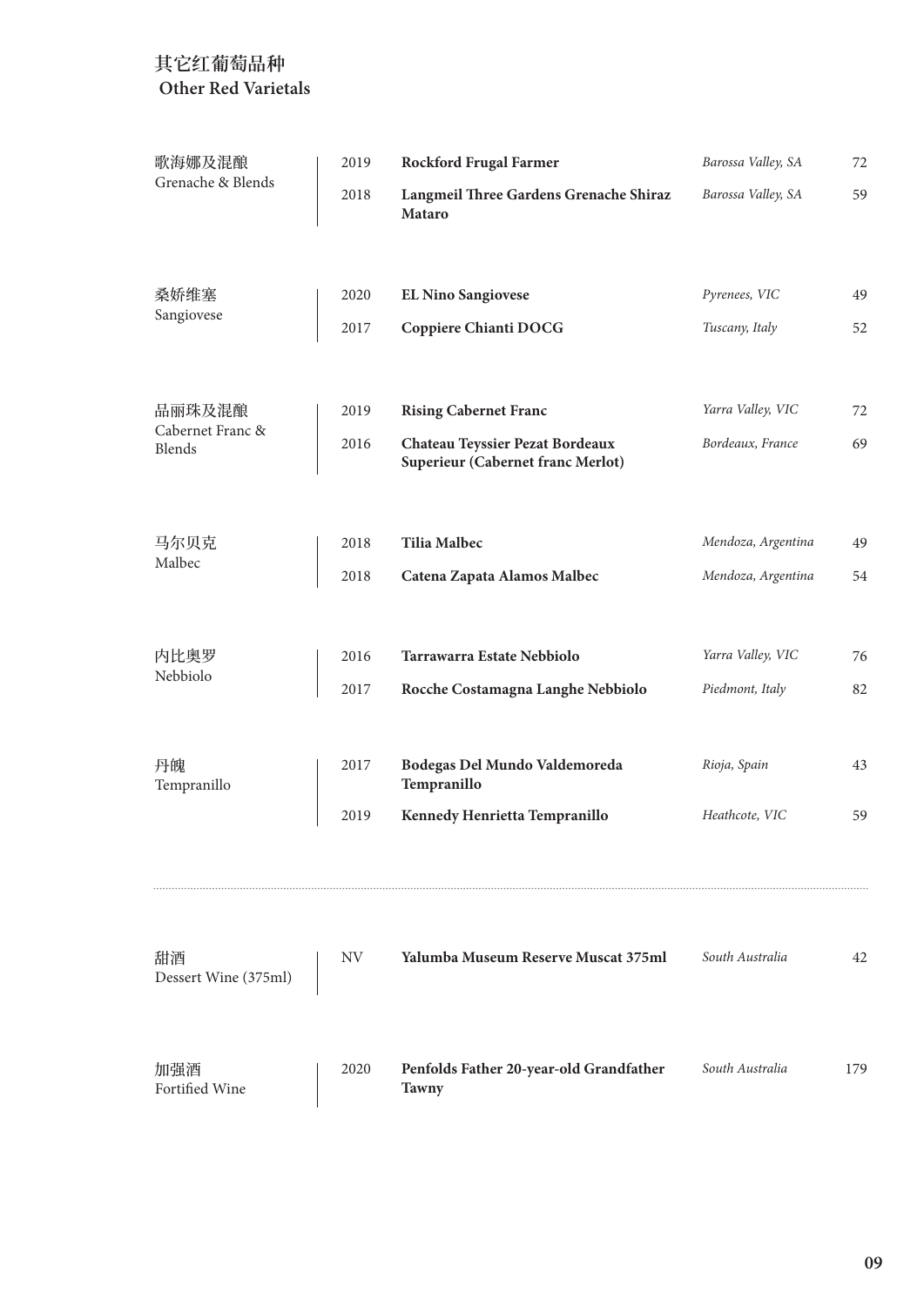# 其它红葡萄品种
## Other Red Varietals

| Varietal | Vintage | Wine | Region | Price |
|---|---|---|---|---|
| 歌海娜及混酿<br>Grenache & Blends | 2019 | **Rockford Frugal Farmer** | *Barossa Valley, SA* | 72 |
| | 2018 | **Langmeil Three Gardens Grenache Shiraz Mataro** | *Barossa Valley, SA* | 59 |
| 桑娇维塞<br>Sangiovese | 2020 | **EL Nino Sangiovese** | *Pyrenees, VIC* | 49 |
| | 2017 | **Coppiere Chianti DOCG** | *Tuscany, Italy* | 52 |
| 品丽珠及混酿<br>Cabernet Franc & Blends | 2019 | **Rising Cabernet Franc** | *Yarra Valley, VIC* | 72 |
| | 2016 | **Chateau Teyssier Pezat Bordeaux Superieur (Cabernet franc Merlot)** | *Bordeaux, France* | 69 |
| 马尔贝克<br>Malbec | 2018 | **Tilia Malbec** | *Mendoza, Argentina* | 49 |
| | 2018 | **Catena Zapata Alamos Malbec** | *Mendoza, Argentina* | 54 |
| 内比奥罗<br>Nebbiolo | 2016 | **Tarrawarra Estate Nebbiolo** | *Yarra Valley, VIC* | 76 |
| | 2017 | **Rocche Costamagna Langhe Nebbiolo** | *Piedmont, Italy* | 82 |
| 丹魄<br>Tempranillo | 2017 | **Bodegas Del Mundo Valdemoreda Tempranillo** | *Rioja, Spain* | 43 |
| | 2019 | **Kennedy Henrietta Tempranillo** | *Heathcote, VIC* | 59 |

---

| Category | Vintage | Wine | Region | Price |
|---|---|---|---|---|
| 甜酒<br>Dessert Wine (375ml) | NV | **Yalumba Museum Reserve Muscat 375ml** | *South Australia* | 42 |
| 加强酒<br>Fortified Wine | 2020 | **Penfolds Father 20-year-old Grandfather Tawny** | *South Australia* | 179 |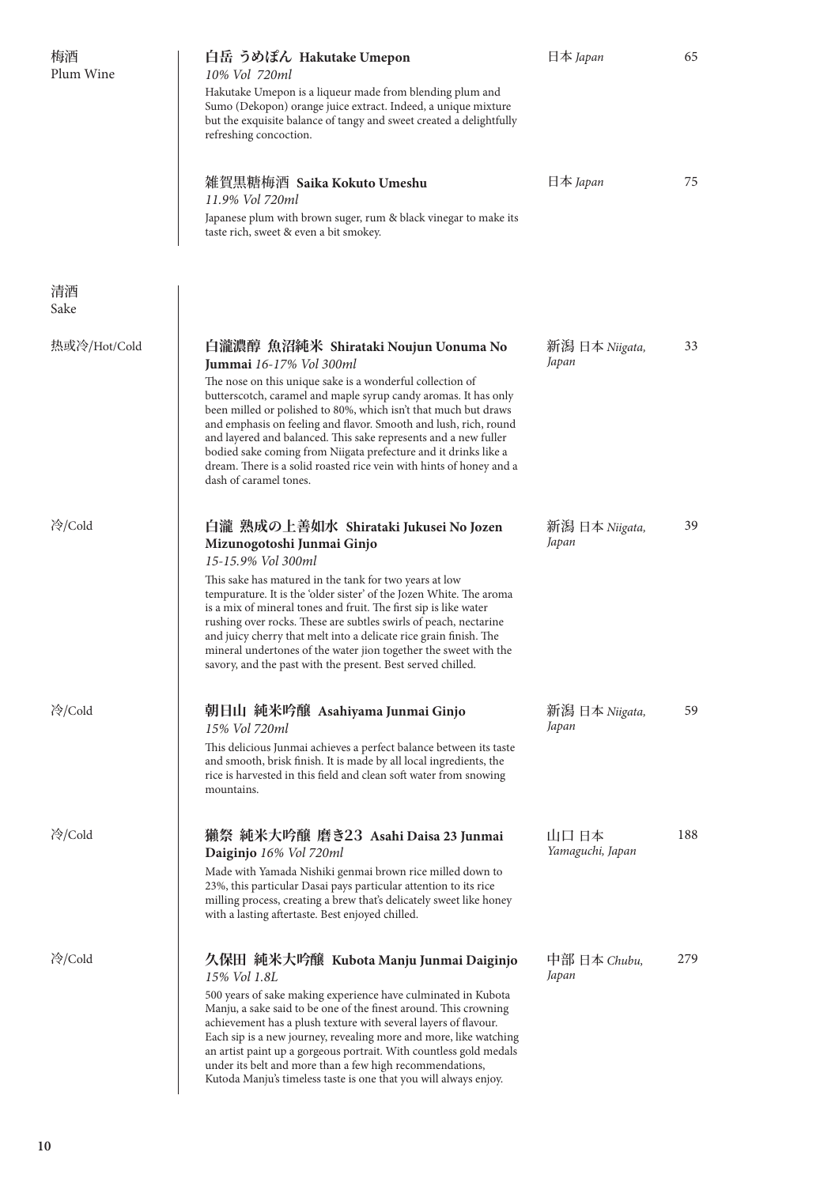## 梅酒 Plum Wine

**白岳 うめぽん Hakutake Umepon** — 日本 *Japan* — 65
*10% Vol 720ml*
Hakutake Umepon is a liqueur made from blending plum and Sumo (Dekopon) orange juice extract. Indeed, a unique mixture but the exquisite balance of tangy and sweet created a delightfully refreshing concoction.

**雑賀黒糖梅酒 Saika Kokuto Umeshu** — 日本 *Japan* — 75
*11.9% Vol 720ml*
Japanese plum with brown suger, rum & black vinegar to make its taste rich, sweet & even a bit smokey.

## 清酒 Sake

热或冷/Hot/Cold

**白瀧濃醇 魚沼純米 Shirataki Noujun Uonuma No Jummai** *16-17% Vol 300ml* — 新潟 日本 *Niigata, Japan* — 33
The nose on this unique sake is a wonderful collection of butterscotch, caramel and maple syrup candy aromas. It has only been milled or polished to 80%, which isn't that much but draws and emphasis on feeling and flavor. Smooth and lush, rich, round and layered and balanced. This sake represents and a new fuller bodied sake coming from Niigata prefecture and it drinks like a dream. There is a solid roasted rice vein with hints of honey and a dash of caramel tones.

冷/Cold

**白瀧 熟成の上善如水 Shirataki Jukusei No Jozen Mizunogotoshi Junmai Ginjo** — 新潟 日本 *Niigata, Japan* — 39
*15-15.9% Vol 300ml*
This sake has matured in the tank for two years at low tempurature. It is the 'older sister' of the Jozen White. The aroma is a mix of mineral tones and fruit. The first sip is like water rushing over rocks. These are subtles swirls of peach, nectarine and juicy cherry that melt into a delicate rice grain finish. The mineral undertones of the water jion together the sweet with the savory, and the past with the present. Best served chilled.

冷/Cold

**朝日山 純米吟醸 Asahiyama Junmai Ginjo** — 新潟 日本 *Niigata, Japan* — 59
*15% Vol 720ml*
This delicious Junmai achieves a perfect balance between its taste and smooth, brisk finish. It is made by all local ingredients, the rice is harvested in this field and clean soft water from snowing mountains.

冷/Cold

**獺祭 純米大吟醸 磨き23 Asahi Daisa 23 Junmai Daiginjo** *16% Vol 720ml* — 山口 日本 *Yamaguchi, Japan* — 188
Made with Yamada Nishiki genmai brown rice milled down to 23%, this particular Dasai pays particular attention to its rice milling process, creating a brew that's delicately sweet like honey with a lasting aftertaste. Best enjoyed chilled.

冷/Cold

**久保田 純米大吟醸 Kubota Manju Junmai Daiginjo** — 中部 日本 *Chubu, Japan* — 279
*15% Vol 1.8L*
500 years of sake making experience have culminated in Kubota Manju, a sake said to be one of the finest around. This crowning achievement has a plush texture with several layers of flavour. Each sip is a new journey, revealing more and more, like watching an artist paint up a gorgeous portrait. With countless gold medals under its belt and more than a few high recommendations, Kutoda Manju's timeless taste is one that you will always enjoy.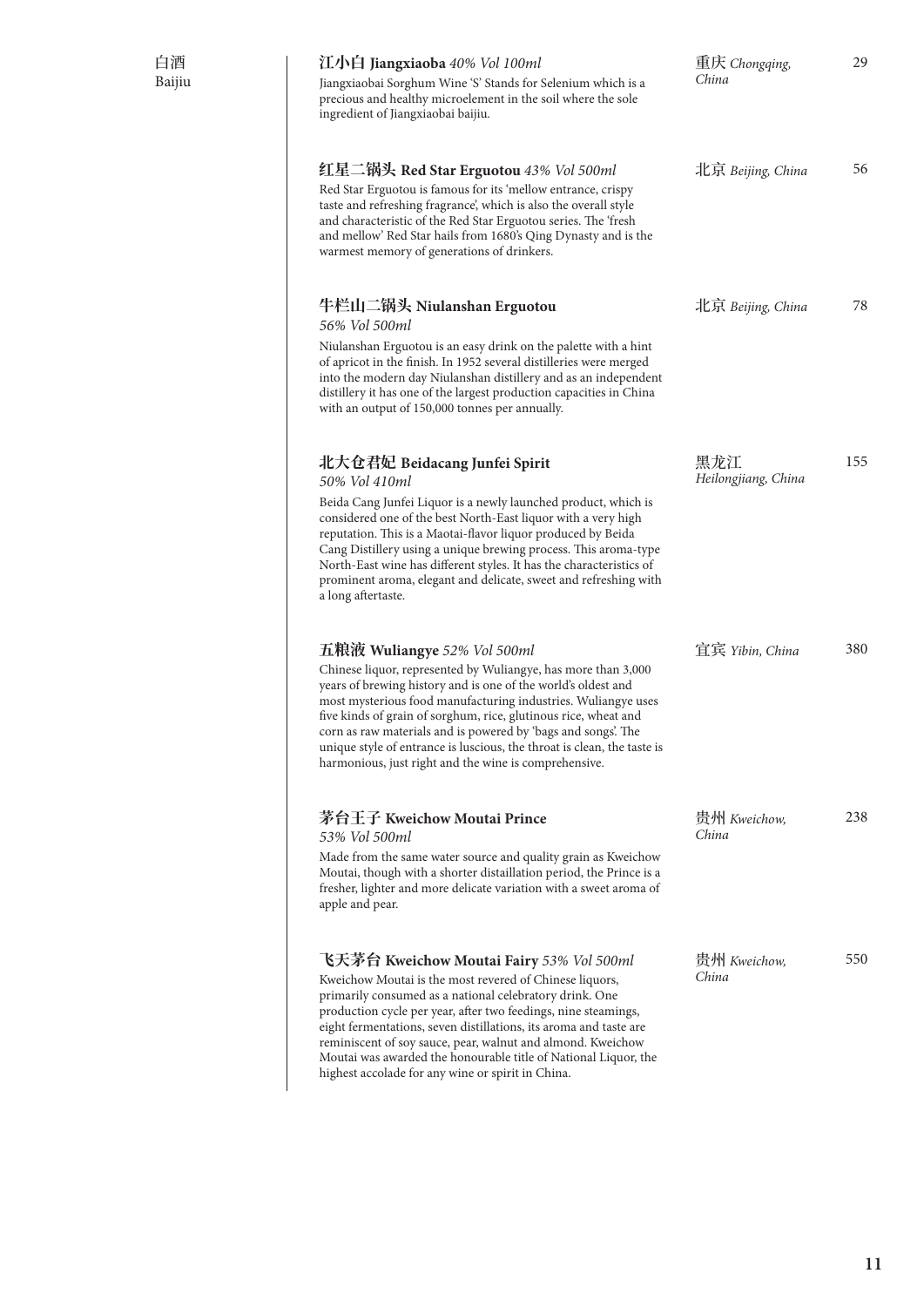## 白酒 Baijiu

### 江小白 Jiangxiaoba *40% Vol 100ml*

重庆 *Chongqing, China* — 29

Jiangxiaobai Sorghum Wine 'S' Stands for Selenium which is a precious and healthy microelement in the soil where the sole ingredient of Jiangxiaobai baijiu.

### 红星二锅头 Red Star Erguotou *43% Vol 500ml*

北京 *Beijing, China* — 56

Red Star Erguotou is famous for its 'mellow entrance, crispy taste and refreshing fragrance', which is also the overall style and characteristic of the Red Star Erguotou series. The 'fresh and mellow' Red Star hails from 1680's Qing Dynasty and is the warmest memory of generations of drinkers.

### 牛栏山二锅头 Niulanshan Erguotou

*56% Vol 500ml*

北京 *Beijing, China* — 78

Niulanshan Erguotou is an easy drink on the palette with a hint of apricot in the finish. In 1952 several distilleries were merged into the modern day Niulanshan distillery and as an independent distillery it has one of the largest production capacities in China with an output of 150,000 tonnes per annually.

### 北大仓君妃 Beidacang Junfei Spirit

*50% Vol 410ml*

黑龙江 *Heilongjiang, China* — 155

Beida Cang Junfei Liquor is a newly launched product, which is considered one of the best North-East liquor with a very high reputation. This is a Maotai-flavor liquor produced by Beida Cang Distillery using a unique brewing process. This aroma-type North-East wine has different styles. It has the characteristics of prominent aroma, elegant and delicate, sweet and refreshing with a long aftertaste.

### 五粮液 Wuliangye *52% Vol 500ml*

宜宾 *Yibin, China* — 380

Chinese liquor, represented by Wuliangye, has more than 3,000 years of brewing history and is one of the world's oldest and most mysterious food manufacturing industries. Wuliangye uses five kinds of grain of sorghum, rice, glutinous rice, wheat and corn as raw materials and is powered by 'bags and songs'. The unique style of entrance is luscious, the throat is clean, the taste is harmonious, just right and the wine is comprehensive.

### 茅台王子 Kweichow Moutai Prince

*53% Vol 500ml*

贵州 *Kweichow, China* — 238

Made from the same water source and quality grain as Kweichow Moutai, though with a shorter distaillation period, the Prince is a fresher, lighter and more delicate variation with a sweet aroma of apple and pear.

### 飞天茅台 Kweichow Moutai Fairy *53% Vol 500ml*

贵州 *Kweichow, China* — 550

Kweichow Moutai is the most revered of Chinese liquors, primarily consumed as a national celebratory drink. One production cycle per year, after two feedings, nine steamings, eight fermentations, seven distillations, its aroma and taste are reminiscent of soy sauce, pear, walnut and almond. Kweichow Moutai was awarded the honourable title of National Liquor, the highest accolade for any wine or spirit in China.